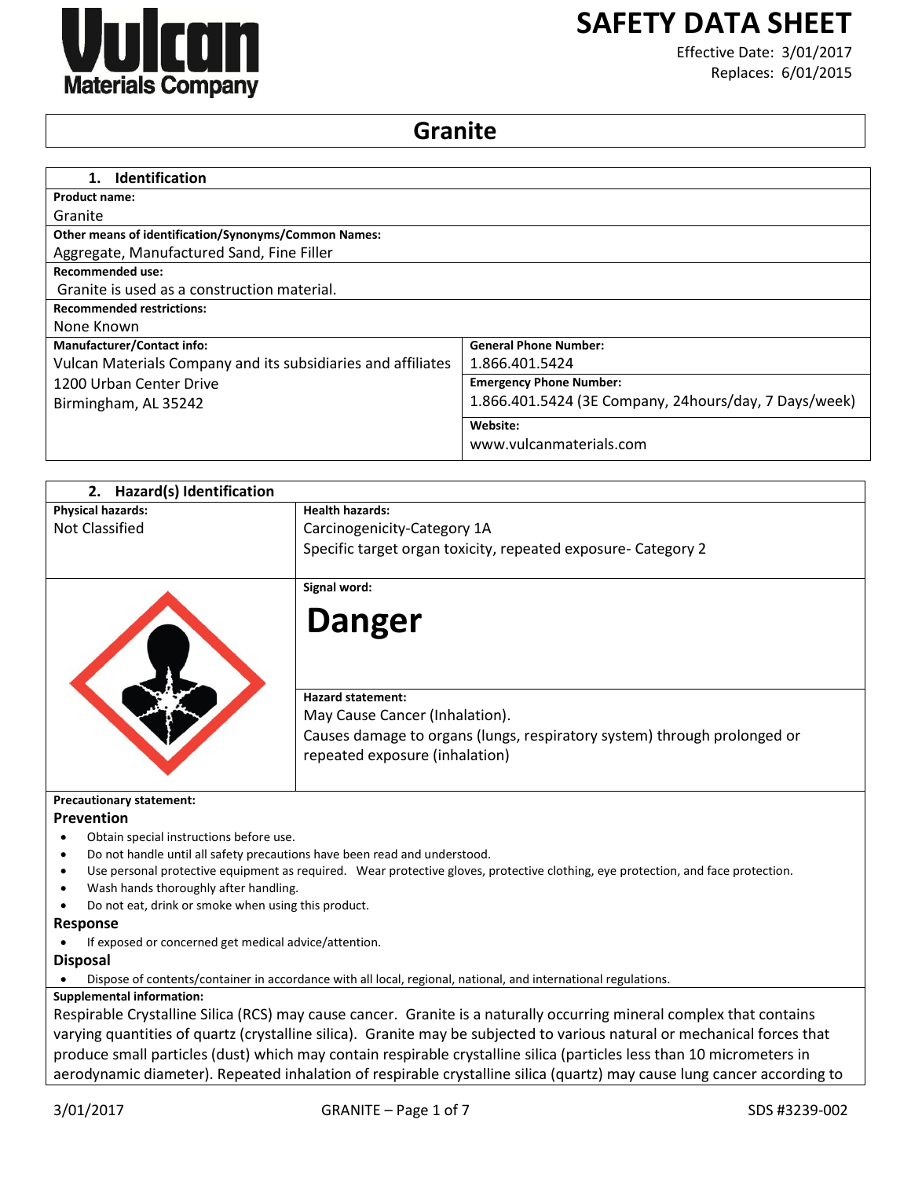**Vulcan Materials Company**

# SAFETY DATA SHEET

Effective Date: 3/01/2017
Replaces: 6/01/2015

# Granite

## 1. Identification

| | |
|---|---|
| **Product name:** | |
| Granite | |
| **Other means of identification/Synonyms/Common Names:** | |
| Aggregate, Manufactured Sand, Fine Filler | |
| **Recommended use:** | |
| Granite is used as a construction material. | |
| **Recommended restrictions:** | |
| None Known | |
| **Manufacturer/Contact info:** | **General Phone Number:** |
| Vulcan Materials Company and its subsidiaries and affiliates | 1.866.401.5424 |
| 1200 Urban Center Drive | **Emergency Phone Number:** |
| Birmingham, AL 35242 | 1.866.401.5424 (3E Company, 24hours/day, 7 Days/week) |
| | **Website:** |
| | www.vulcanmaterials.com |

## 2. Hazard(s) Identification

| **Physical hazards:** | **Health hazards:** |
|---|---|
| Not Classified | Carcinogenicity-Category 1A<br>Specific target organ toxicity, repeated exposure- Category 2 |

**Signal word:**

**Danger**

**Hazard statement:**

May Cause Cancer (Inhalation).
Causes damage to organs (lungs, respiratory system) through prolonged or repeated exposure (inhalation)

**Precautionary statement:**

### Prevention

- Obtain special instructions before use.
- Do not handle until all safety precautions have been read and understood.
- Use personal protective equipment as required. Wear protective gloves, protective clothing, eye protection, and face protection.
- Wash hands thoroughly after handling.
- Do not eat, drink or smoke when using this product.

### Response

- If exposed or concerned get medical advice/attention.

### Disposal

- Dispose of contents/container in accordance with all local, regional, national, and international regulations.

**Supplemental information:**

Respirable Crystalline Silica (RCS) may cause cancer. Granite is a naturally occurring mineral complex that contains varying quantities of quartz (crystalline silica). Granite may be subjected to various natural or mechanical forces that produce small particles (dust) which may contain respirable crystalline silica (particles less than 10 micrometers in aerodynamic diameter). Repeated inhalation of respirable crystalline silica (quartz) may cause lung cancer according to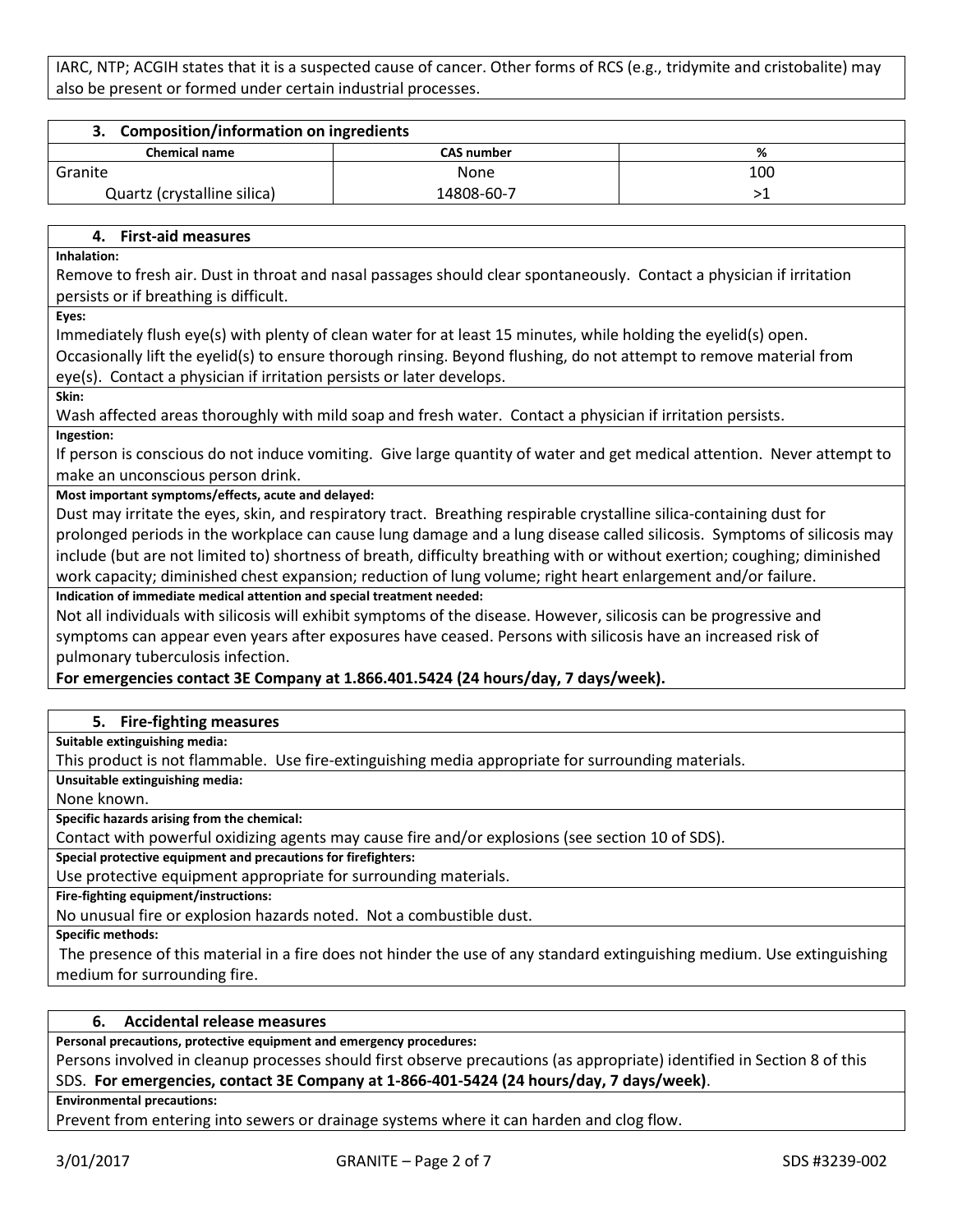IARC, NTP; ACGIH states that it is a suspected cause of cancer. Other forms of RCS (e.g., tridymite and cristobalite) may also be present or formed under certain industrial processes.

## 3. Composition/information on ingredients

| Chemical name | CAS number | % |
|---|---|---|
| Granite | None | 100 |
| Quartz (crystalline silica) | 14808-60-7 | >1 |

## 4. First-aid measures

**Inhalation:**

Remove to fresh air. Dust in throat and nasal passages should clear spontaneously. Contact a physician if irritation persists or if breathing is difficult.

**Eyes:**

Immediately flush eye(s) with plenty of clean water for at least 15 minutes, while holding the eyelid(s) open. Occasionally lift the eyelid(s) to ensure thorough rinsing. Beyond flushing, do not attempt to remove material from eye(s). Contact a physician if irritation persists or later develops.

**Skin:**

Wash affected areas thoroughly with mild soap and fresh water. Contact a physician if irritation persists.

**Ingestion:**

If person is conscious do not induce vomiting. Give large quantity of water and get medical attention. Never attempt to make an unconscious person drink.

**Most important symptoms/effects, acute and delayed:**

Dust may irritate the eyes, skin, and respiratory tract. Breathing respirable crystalline silica-containing dust for prolonged periods in the workplace can cause lung damage and a lung disease called silicosis. Symptoms of silicosis may include (but are not limited to) shortness of breath, difficulty breathing with or without exertion; coughing; diminished work capacity; diminished chest expansion; reduction of lung volume; right heart enlargement and/or failure.

**Indication of immediate medical attention and special treatment needed:**

Not all individuals with silicosis will exhibit symptoms of the disease. However, silicosis can be progressive and symptoms can appear even years after exposures have ceased. Persons with silicosis have an increased risk of pulmonary tuberculosis infection.

**For emergencies contact 3E Company at 1.866.401.5424 (24 hours/day, 7 days/week).**

## 5. Fire-fighting measures

**Suitable extinguishing media:**

This product is not flammable. Use fire-extinguishing media appropriate for surrounding materials.

**Unsuitable extinguishing media:**

None known.

**Specific hazards arising from the chemical:**

Contact with powerful oxidizing agents may cause fire and/or explosions (see section 10 of SDS).

**Special protective equipment and precautions for firefighters:**

Use protective equipment appropriate for surrounding materials.

**Fire-fighting equipment/instructions:**

No unusual fire or explosion hazards noted. Not a combustible dust.

**Specific methods:**

The presence of this material in a fire does not hinder the use of any standard extinguishing medium. Use extinguishing medium for surrounding fire.

## 6. Accidental release measures

**Personal precautions, protective equipment and emergency procedures:**

Persons involved in cleanup processes should first observe precautions (as appropriate) identified in Section 8 of this SDS. **For emergencies, contact 3E Company at 1-866-401-5424 (24 hours/day, 7 days/week)**.

**Environmental precautions:**

Prevent from entering into sewers or drainage systems where it can harden and clog flow.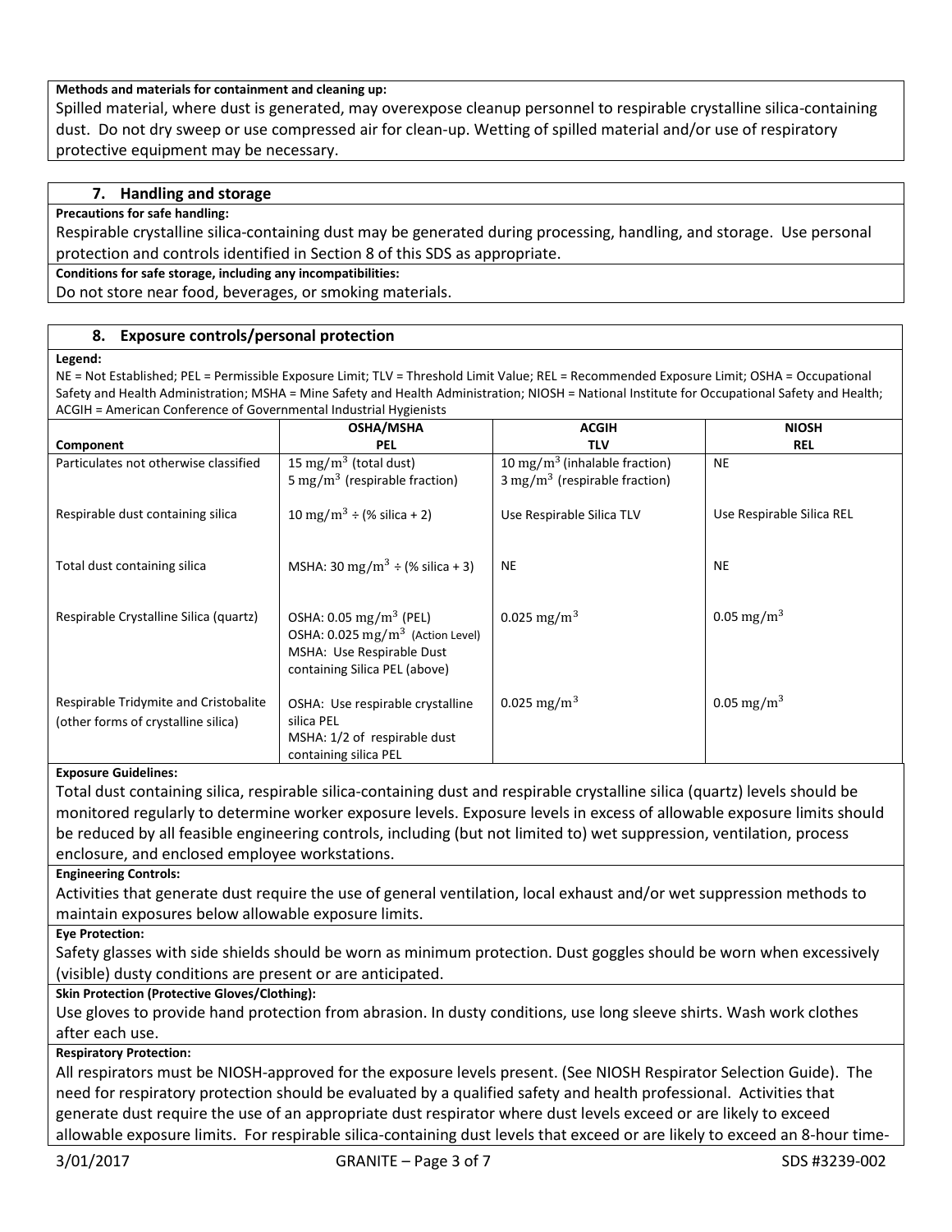**Methods and materials for containment and cleaning up:**

Spilled material, where dust is generated, may overexpose cleanup personnel to respirable crystalline silica-containing dust. Do not dry sweep or use compressed air for clean-up. Wetting of spilled material and/or use of respiratory protective equipment may be necessary.

## 7. Handling and storage

**Precautions for safe handling:**

Respirable crystalline silica-containing dust may be generated during processing, handling, and storage. Use personal protection and controls identified in Section 8 of this SDS as appropriate.

**Conditions for safe storage, including any incompatibilities:**

Do not store near food, beverages, or smoking materials.

## 8. Exposure controls/personal protection

**Legend:**

NE = Not Established; PEL = Permissible Exposure Limit; TLV = Threshold Limit Value; REL = Recommended Exposure Limit; OSHA = Occupational Safety and Health Administration; MSHA = Mine Safety and Health Administration; NIOSH = National Institute for Occupational Safety and Health; ACGIH = American Conference of Governmental Industrial Hygienists

| Component | OSHA/MSHA PEL | ACGIH TLV | NIOSH REL |
|---|---|---|---|
| Particulates not otherwise classified | 15 $mg/m^3$ (total dust)<br>5 $mg/m^3$ (respirable fraction) | 10 $mg/m^3$ (inhalable fraction)<br>3 $mg/m^3$ (respirable fraction) | NE |
| Respirable dust containing silica | 10 $mg/m^3$ ÷ (% silica + 2) | Use Respirable Silica TLV | Use Respirable Silica REL |
| Total dust containing silica | MSHA: 30 $mg/m^3$ ÷ (% silica + 3) | NE | NE |
| Respirable Crystalline Silica (quartz) | OSHA: 0.05 $mg/m^3$ (PEL)<br>OSHA: 0.025 $mg/m^3$ (Action Level)<br>MSHA: Use Respirable Dust containing Silica PEL (above) | 0.025 $mg/m^3$ | 0.05 $mg/m^3$ |
| Respirable Tridymite and Cristobalite (other forms of crystalline silica) | OSHA: Use respirable crystalline silica PEL<br>MSHA: 1/2 of respirable dust containing silica PEL | 0.025 $mg/m^3$ | 0.05 $mg/m^3$ |

**Exposure Guidelines:**

Total dust containing silica, respirable silica-containing dust and respirable crystalline silica (quartz) levels should be monitored regularly to determine worker exposure levels. Exposure levels in excess of allowable exposure limits should be reduced by all feasible engineering controls, including (but not limited to) wet suppression, ventilation, process enclosure, and enclosed employee workstations.

**Engineering Controls:**

Activities that generate dust require the use of general ventilation, local exhaust and/or wet suppression methods to maintain exposures below allowable exposure limits.

**Eye Protection:**

Safety glasses with side shields should be worn as minimum protection. Dust goggles should be worn when excessively (visible) dusty conditions are present or are anticipated.

**Skin Protection (Protective Gloves/Clothing):**

Use gloves to provide hand protection from abrasion. In dusty conditions, use long sleeve shirts. Wash work clothes after each use.

**Respiratory Protection:**

All respirators must be NIOSH-approved for the exposure levels present. (See NIOSH Respirator Selection Guide). The need for respiratory protection should be evaluated by a qualified safety and health professional. Activities that generate dust require the use of an appropriate dust respirator where dust levels exceed or are likely to exceed allowable exposure limits. For respirable silica-containing dust levels that exceed or are likely to exceed an 8-hour time-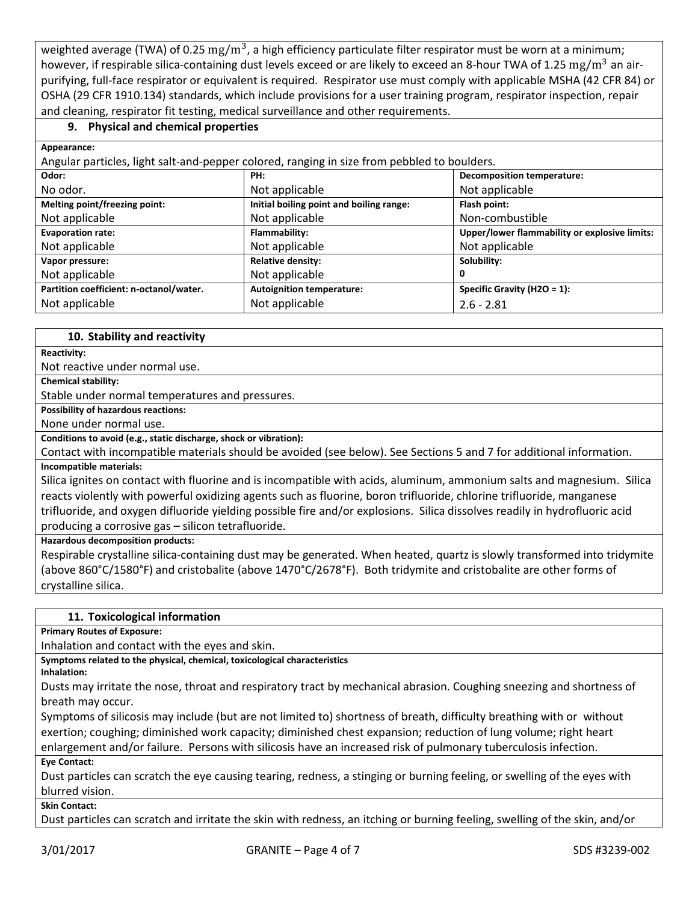weighted average (TWA) of 0.25 $mg/m^3$, a high efficiency particulate filter respirator must be worn at a minimum; however, if respirable silica-containing dust levels exceed or are likely to exceed an 8-hour TWA of 1.25 $mg/m^3$ an air-purifying, full-face respirator or equivalent is required. Respirator use must comply with applicable MSHA (42 CFR 84) or OSHA (29 CFR 1910.134) standards, which include provisions for a user training program, respirator inspection, repair and cleaning, respirator fit testing, medical surveillance and other requirements.

## 9. Physical and chemical properties

**Appearance:**

Angular particles, light salt-and-pepper colored, ranging in size from pebbled to boulders.

| **Odor:** | **PH:** | **Decomposition temperature:** |
|---|---|---|
| No odor. | Not applicable | Not applicable |
| **Melting point/freezing point:** | **Initial boiling point and boiling range:** | **Flash point:** |
| Not applicable | Not applicable | Non-combustible |
| **Evaporation rate:** | **Flammability:** | **Upper/lower flammability or explosive limits:** |
| Not applicable | Not applicable | Not applicable |
| **Vapor pressure:** | **Relative density:** | **Solubility:** |
| Not applicable | Not applicable | 0 |
| **Partition coefficient: n-octanol/water.** | **Autoignition temperature:** | **Specific Gravity ($H_2O$ = 1):** |
| Not applicable | Not applicable | 2.6 - 2.81 |

## 10. Stability and reactivity

**Reactivity:**

Not reactive under normal use.

**Chemical stability:**

Stable under normal temperatures and pressures.

**Possibility of hazardous reactions:**

None under normal use.

**Conditions to avoid (e.g., static discharge, shock or vibration):**

Contact with incompatible materials should be avoided (see below). See Sections 5 and 7 for additional information.

**Incompatible materials:**

Silica ignites on contact with fluorine and is incompatible with acids, aluminum, ammonium salts and magnesium. Silica reacts violently with powerful oxidizing agents such as fluorine, boron trifluoride, chlorine trifluoride, manganese trifluoride, and oxygen difluoride yielding possible fire and/or explosions. Silica dissolves readily in hydrofluoric acid producing a corrosive gas – silicon tetrafluoride.

**Hazardous decomposition products:**

Respirable crystalline silica-containing dust may be generated. When heated, quartz is slowly transformed into tridymite (above 860°C/1580°F) and cristobalite (above 1470°C/2678°F). Both tridymite and cristobalite are other forms of crystalline silica.

## 11. Toxicological information

**Primary Routes of Exposure:**

Inhalation and contact with the eyes and skin.

**Symptoms related to the physical, chemical, toxicological characteristics**

**Inhalation:**

Dusts may irritate the nose, throat and respiratory tract by mechanical abrasion. Coughing sneezing and shortness of breath may occur.

Symptoms of silicosis may include (but are not limited to) shortness of breath, difficulty breathing with or without exertion; coughing; diminished work capacity; diminished chest expansion; reduction of lung volume; right heart enlargement and/or failure. Persons with silicosis have an increased risk of pulmonary tuberculosis infection.

**Eye Contact:**

Dust particles can scratch the eye causing tearing, redness, a stinging or burning feeling, or swelling of the eyes with blurred vision.

**Skin Contact:**

Dust particles can scratch and irritate the skin with redness, an itching or burning feeling, swelling of the skin, and/or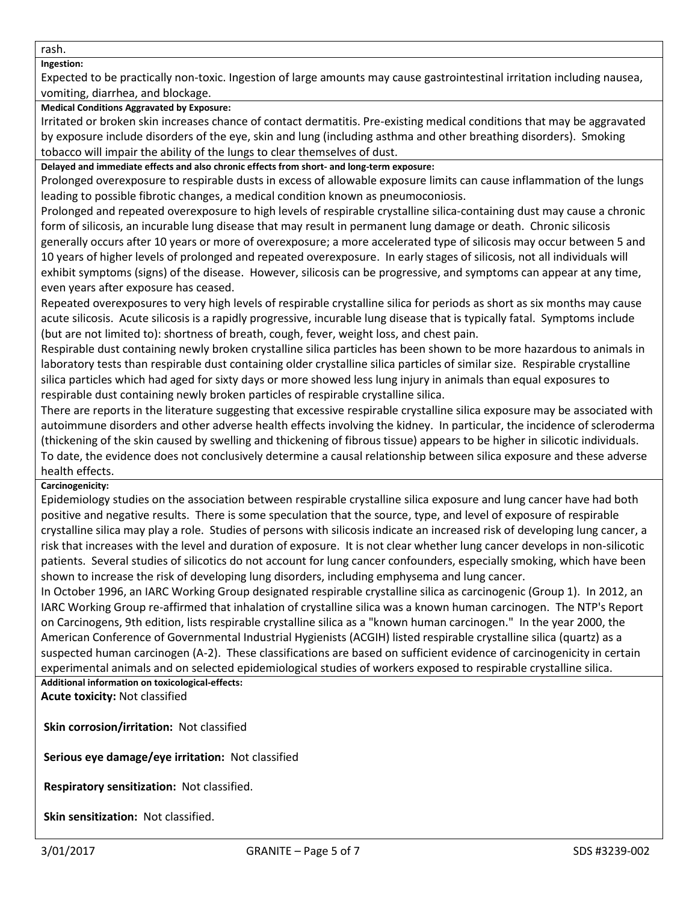rash.

**Ingestion:**

Expected to be practically non-toxic. Ingestion of large amounts may cause gastrointestinal irritation including nausea, vomiting, diarrhea, and blockage.

**Medical Conditions Aggravated by Exposure:**

Irritated or broken skin increases chance of contact dermatitis. Pre-existing medical conditions that may be aggravated by exposure include disorders of the eye, skin and lung (including asthma and other breathing disorders). Smoking tobacco will impair the ability of the lungs to clear themselves of dust.

**Delayed and immediate effects and also chronic effects from short- and long-term exposure:**

Prolonged overexposure to respirable dusts in excess of allowable exposure limits can cause inflammation of the lungs leading to possible fibrotic changes, a medical condition known as pneumoconiosis.

Prolonged and repeated overexposure to high levels of respirable crystalline silica-containing dust may cause a chronic form of silicosis, an incurable lung disease that may result in permanent lung damage or death. Chronic silicosis generally occurs after 10 years or more of overexposure; a more accelerated type of silicosis may occur between 5 and 10 years of higher levels of prolonged and repeated overexposure. In early stages of silicosis, not all individuals will exhibit symptoms (signs) of the disease. However, silicosis can be progressive, and symptoms can appear at any time, even years after exposure has ceased.

Repeated overexposures to very high levels of respirable crystalline silica for periods as short as six months may cause acute silicosis. Acute silicosis is a rapidly progressive, incurable lung disease that is typically fatal. Symptoms include (but are not limited to): shortness of breath, cough, fever, weight loss, and chest pain.

Respirable dust containing newly broken crystalline silica particles has been shown to be more hazardous to animals in laboratory tests than respirable dust containing older crystalline silica particles of similar size. Respirable crystalline silica particles which had aged for sixty days or more showed less lung injury in animals than equal exposures to respirable dust containing newly broken particles of respirable crystalline silica.

There are reports in the literature suggesting that excessive respirable crystalline silica exposure may be associated with autoimmune disorders and other adverse health effects involving the kidney. In particular, the incidence of scleroderma (thickening of the skin caused by swelling and thickening of fibrous tissue) appears to be higher in silicotic individuals. To date, the evidence does not conclusively determine a causal relationship between silica exposure and these adverse health effects.

**Carcinogenicity:**

Epidemiology studies on the association between respirable crystalline silica exposure and lung cancer have had both positive and negative results. There is some speculation that the source, type, and level of exposure of respirable crystalline silica may play a role. Studies of persons with silicosis indicate an increased risk of developing lung cancer, a risk that increases with the level and duration of exposure. It is not clear whether lung cancer develops in non-silicotic patients. Several studies of silicotics do not account for lung cancer confounders, especially smoking, which have been shown to increase the risk of developing lung disorders, including emphysema and lung cancer.

In October 1996, an IARC Working Group designated respirable crystalline silica as carcinogenic (Group 1). In 2012, an IARC Working Group re-affirmed that inhalation of crystalline silica was a known human carcinogen. The NTP's Report on Carcinogens, 9th edition, lists respirable crystalline silica as a "known human carcinogen." In the year 2000, the American Conference of Governmental Industrial Hygienists (ACGIH) listed respirable crystalline silica (quartz) as a suspected human carcinogen (A-2). These classifications are based on sufficient evidence of carcinogenicity in certain experimental animals and on selected epidemiological studies of workers exposed to respirable crystalline silica.

**Additional information on toxicological-effects:**

**Acute toxicity:** Not classified

**Skin corrosion/irritation:** Not classified

**Serious eye damage/eye irritation:** Not classified

**Respiratory sensitization:** Not classified.

**Skin sensitization:** Not classified.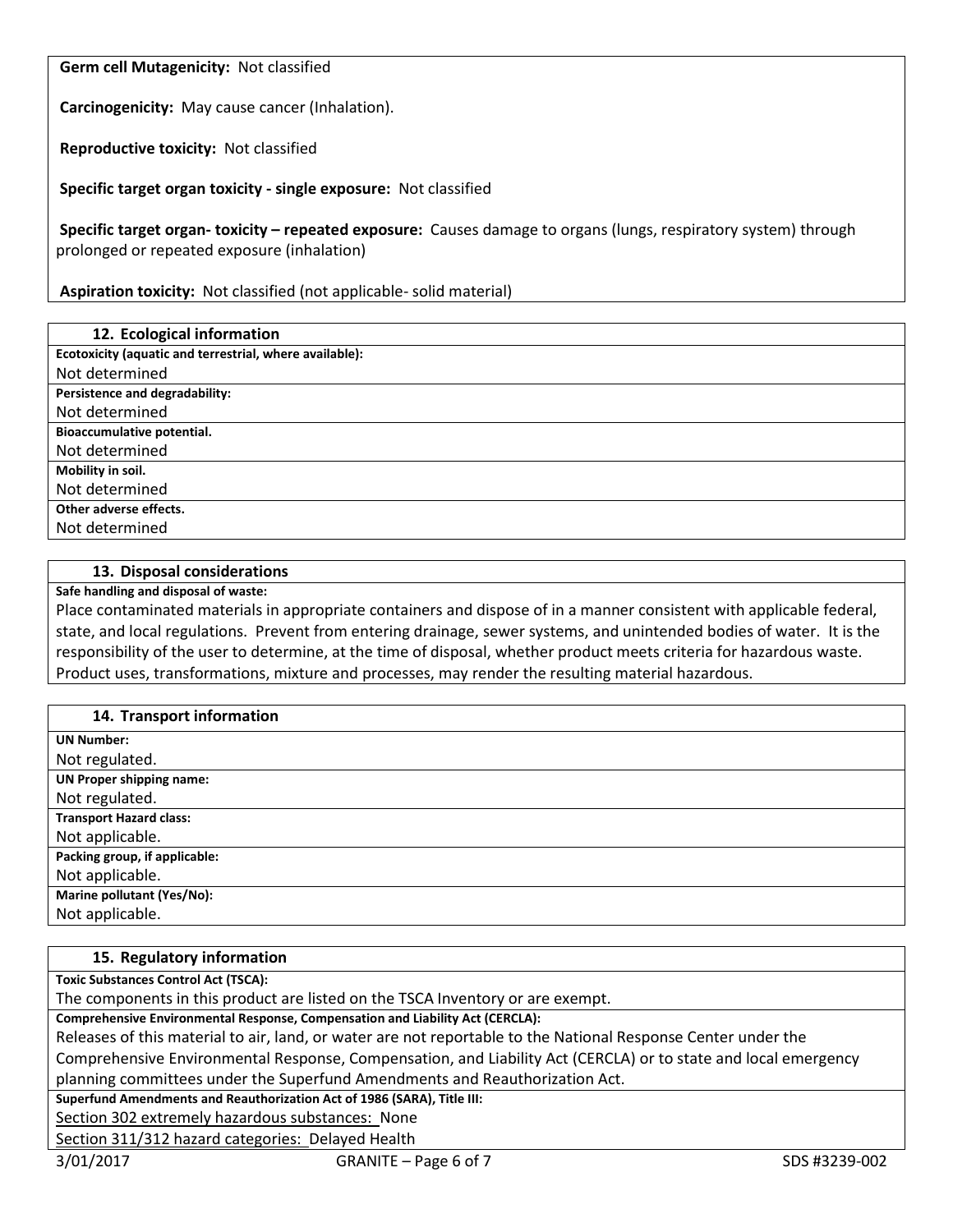**Germ cell Mutagenicity:** Not classified

**Carcinogenicity:** May cause cancer (Inhalation).

**Reproductive toxicity:** Not classified

**Specific target organ toxicity - single exposure:** Not classified

**Specific target organ- toxicity – repeated exposure:** Causes damage to organs (lungs, respiratory system) through prolonged or repeated exposure (inhalation)

**Aspiration toxicity:** Not classified (not applicable- solid material)

## 12. Ecological information

**Ecotoxicity (aquatic and terrestrial, where available):**
Not determined

**Persistence and degradability:**
Not determined

**Bioaccumulative potential.**
Not determined

**Mobility in soil.**
Not determined

**Other adverse effects.**
Not determined

## 13. Disposal considerations

**Safe handling and disposal of waste:**
Place contaminated materials in appropriate containers and dispose of in a manner consistent with applicable federal, state, and local regulations. Prevent from entering drainage, sewer systems, and unintended bodies of water. It is the responsibility of the user to determine, at the time of disposal, whether product meets criteria for hazardous waste. Product uses, transformations, mixture and processes, may render the resulting material hazardous.

## 14. Transport information

**UN Number:**
Not regulated.

**UN Proper shipping name:**
Not regulated.

**Transport Hazard class:**
Not applicable.

**Packing group, if applicable:**
Not applicable.

**Marine pollutant (Yes/No):**
Not applicable.

## 15. Regulatory information

**Toxic Substances Control Act (TSCA):**
The components in this product are listed on the TSCA Inventory or are exempt.

**Comprehensive Environmental Response, Compensation and Liability Act (CERCLA):**
Releases of this material to air, land, or water are not reportable to the National Response Center under the Comprehensive Environmental Response, Compensation, and Liability Act (CERCLA) or to state and local emergency planning committees under the Superfund Amendments and Reauthorization Act.

**Superfund Amendments and Reauthorization Act of 1986 (SARA), Title III:**
Section 302 extremely hazardous substances: None
Section 311/312 hazard categories: Delayed Health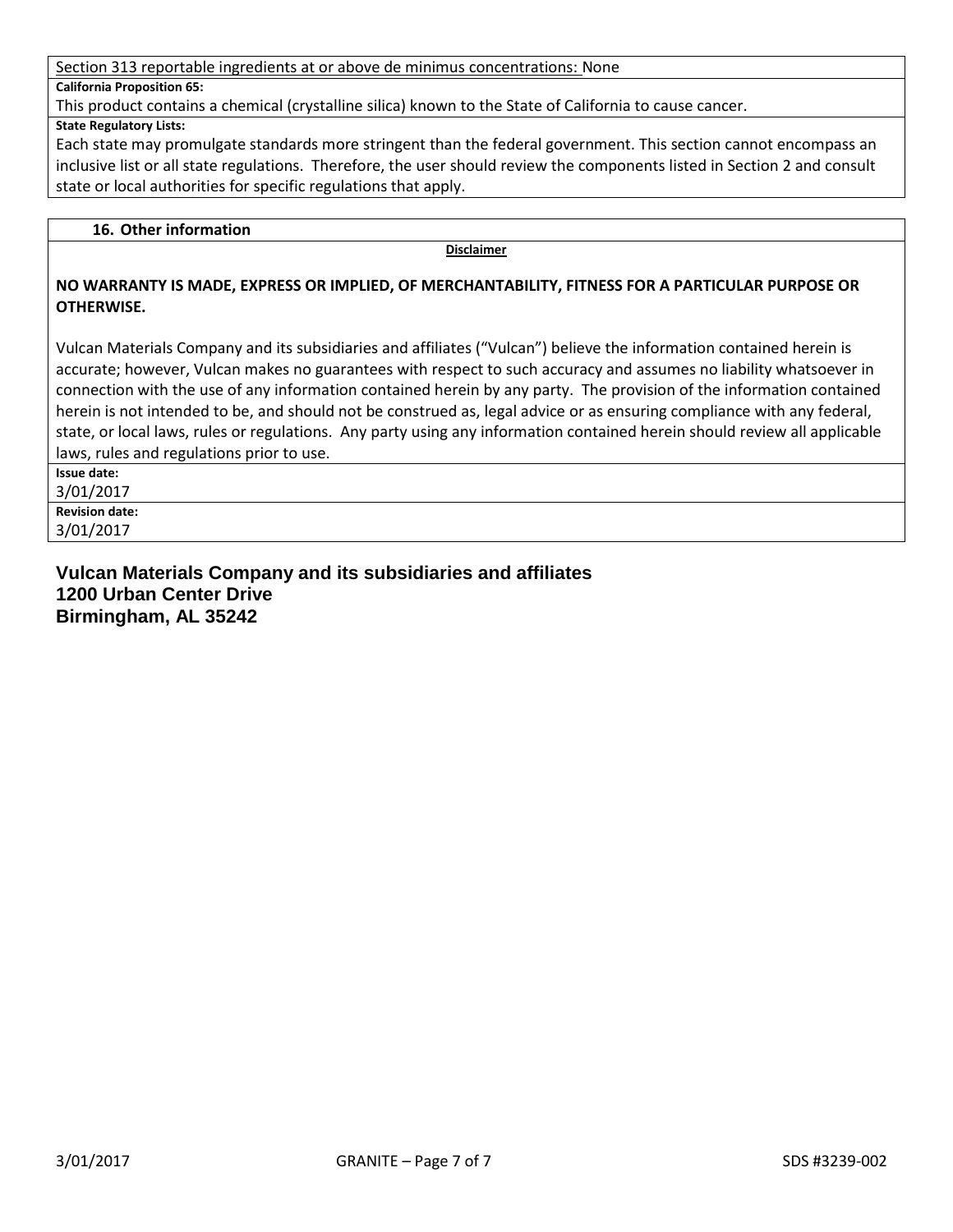Section 313 reportable ingredients at or above de minimus concentrations: None

**California Proposition 65:**

This product contains a chemical (crystalline silica) known to the State of California to cause cancer.

**State Regulatory Lists:**

Each state may promulgate standards more stringent than the federal government. This section cannot encompass an inclusive list or all state regulations. Therefore, the user should review the components listed in Section 2 and consult state or local authorities for specific regulations that apply.

## 16. Other information

**Disclaimer**

**NO WARRANTY IS MADE, EXPRESS OR IMPLIED, OF MERCHANTABILITY, FITNESS FOR A PARTICULAR PURPOSE OR OTHERWISE.**

Vulcan Materials Company and its subsidiaries and affiliates ("Vulcan") believe the information contained herein is accurate; however, Vulcan makes no guarantees with respect to such accuracy and assumes no liability whatsoever in connection with the use of any information contained herein by any party. The provision of the information contained herein is not intended to be, and should not be construed as, legal advice or as ensuring compliance with any federal, state, or local laws, rules or regulations. Any party using any information contained herein should review all applicable laws, rules and regulations prior to use.

**Issue date:**

3/01/2017

**Revision date:**

3/01/2017

**Vulcan Materials Company and its subsidiaries and affiliates**
**1200 Urban Center Drive**
**Birmingham, AL 35242**